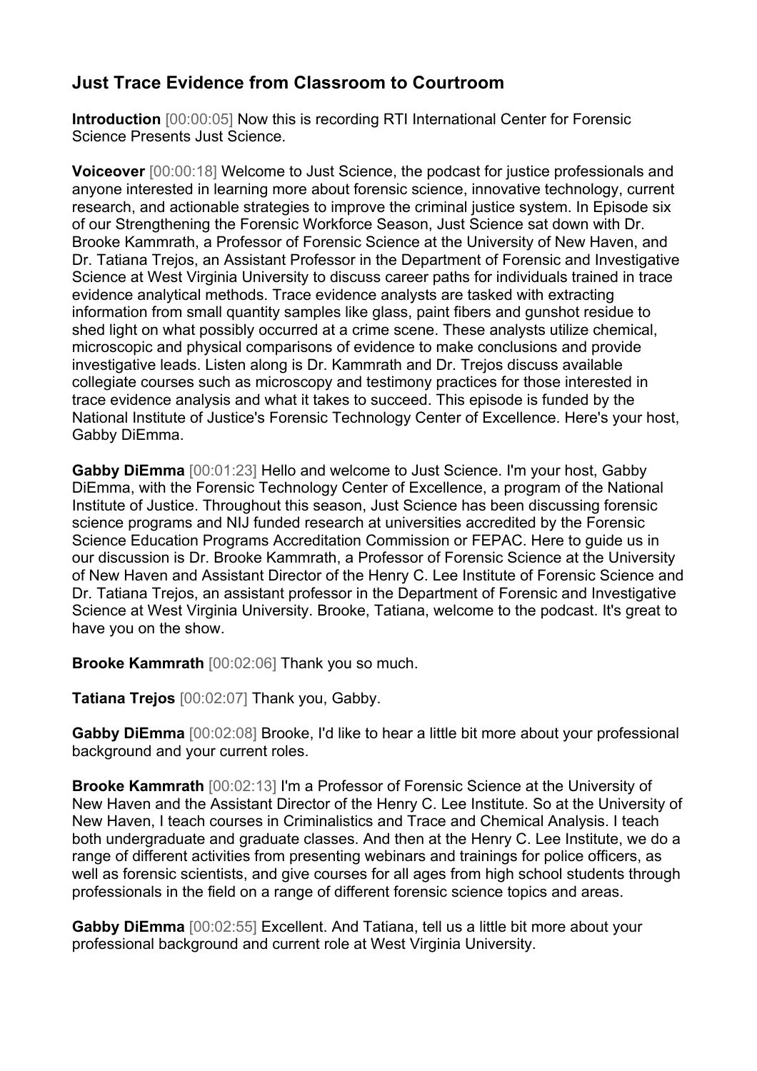## Just Trace Evidence from Classroom to Courtroom

**Introduction** [00:00:05] Now this is recording RTI International Center for Forensic Science Presents Just Science.

**Voiceover** [00:00:18] Welcome to Just Science, the podcast for justice professionals and anyone interested in learning more about forensic science, innovative technology, current research, and actionable strategies to improve the criminal justice system. In Episode six of our Strengthening the Forensic Workforce Season, Just Science sat down with Dr. Brooke Kammrath, a Professor of Forensic Science at the University of New Haven, and Dr. Tatiana Trejos, an Assistant Professor in the Department of Forensic and Investigative Science at West Virginia University to discuss career paths for individuals trained in trace evidence analytical methods. Trace evidence analysts are tasked with extracting information from small quantity samples like glass, paint fibers and gunshot residue to shed light on what possibly occurred at a crime scene. These analysts utilize chemical, microscopic and physical comparisons of evidence to make conclusions and provide investigative leads. Listen along is Dr. Kammrath and Dr. Trejos discuss available collegiate courses such as microscopy and testimony practices for those interested in trace evidence analysis and what it takes to succeed. This episode is funded by the National Institute of Justice's Forensic Technology Center of Excellence. Here's your host, Gabby DiEmma.

**Gabby DiEmma** [00:01:23] Hello and welcome to Just Science. I'm your host, Gabby DiEmma, with the Forensic Technology Center of Excellence, a program of the National Institute of Justice. Throughout this season, Just Science has been discussing forensic science programs and NIJ funded research at universities accredited by the Forensic Science Education Programs Accreditation Commission or FEPAC. Here to guide us in our discussion is Dr. Brooke Kammrath, a Professor of Forensic Science at the University of New Haven and Assistant Director of the Henry C. Lee Institute of Forensic Science and Dr. Tatiana Trejos, an assistant professor in the Department of Forensic and Investigative Science at West Virginia University. Brooke, Tatiana, welcome to the podcast. It's great to have you on the show.

**Brooke Kammrath** [00:02:06] Thank you so much.

**Tatiana Trejos** [00:02:07] Thank you, Gabby.

**Gabby DiEmma** [00:02:08] Brooke, I'd like to hear a little bit more about your professional background and your current roles.

**Brooke Kammrath** [00:02:13] I'm a Professor of Forensic Science at the University of New Haven and the Assistant Director of the Henry C. Lee Institute. So at the University of New Haven, I teach courses in Criminalistics and Trace and Chemical Analysis. I teach both undergraduate and graduate classes. And then at the Henry C. Lee Institute, we do a range of different activities from presenting webinars and trainings for police officers, as well as forensic scientists, and give courses for all ages from high school students through professionals in the field on a range of different forensic science topics and areas.

**Gabby DiEmma** [00:02:55] Excellent. And Tatiana, tell us a little bit more about your professional background and current role at West Virginia University.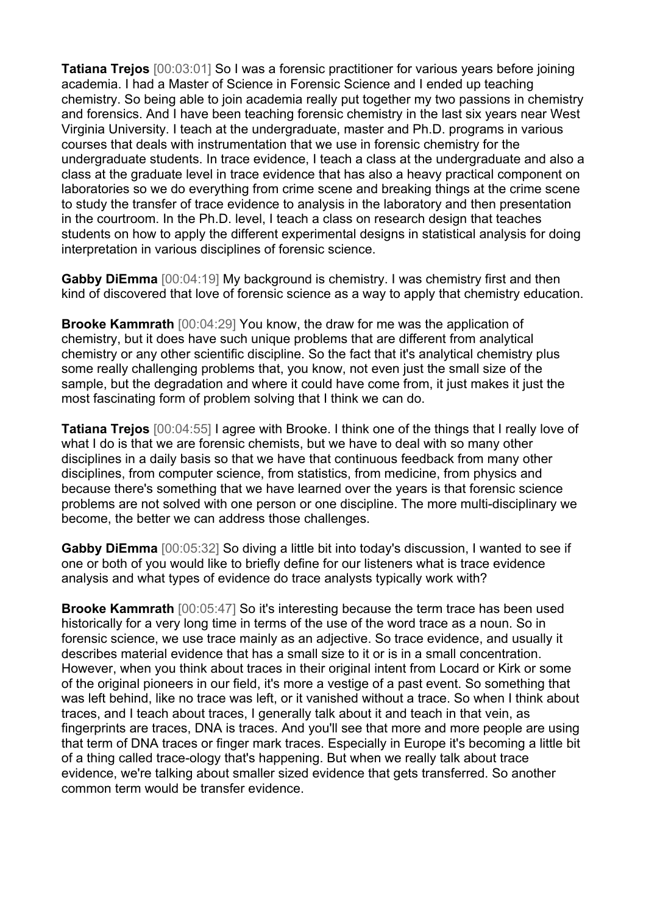**Tatiana Trejos** [00:03:01] So I was a forensic practitioner for various years before joining academia. I had a Master of Science in Forensic Science and I ended up teaching chemistry. So being able to join academia really put together my two passions in chemistry and forensics. And I have been teaching forensic chemistry in the last six years near West Virginia University. I teach at the undergraduate, master and Ph.D. programs in various courses that deals with instrumentation that we use in forensic chemistry for the undergraduate students. In trace evidence, I teach a class at the undergraduate and also a class at the graduate level in trace evidence that has also a heavy practical component on laboratories so we do everything from crime scene and breaking things at the crime scene to study the transfer of trace evidence to analysis in the laboratory and then presentation in the courtroom. In the Ph.D. level, I teach a class on research design that teaches students on how to apply the different experimental designs in statistical analysis for doing interpretation in various disciplines of forensic science.

**Gabby DiEmma** [00:04:19] My background is chemistry. I was chemistry first and then kind of discovered that love of forensic science as a way to apply that chemistry education.

**Brooke Kammrath** [00:04:29] You know, the draw for me was the application of chemistry, but it does have such unique problems that are different from analytical chemistry or any other scientific discipline. So the fact that it's analytical chemistry plus some really challenging problems that, you know, not even just the small size of the sample, but the degradation and where it could have come from, it just makes it just the most fascinating form of problem solving that I think we can do.

**Tatiana Trejos** [00:04:55] I agree with Brooke. I think one of the things that I really love of what I do is that we are forensic chemists, but we have to deal with so many other disciplines in a daily basis so that we have that continuous feedback from many other disciplines, from computer science, from statistics, from medicine, from physics and because there's something that we have learned over the years is that forensic science problems are not solved with one person or one discipline. The more multi-disciplinary we become, the better we can address those challenges.

**Gabby DiEmma** [00:05:32] So diving a little bit into today's discussion, I wanted to see if one or both of you would like to briefly define for our listeners what is trace evidence analysis and what types of evidence do trace analysts typically work with?

**Brooke Kammrath** [00:05:47] So it's interesting because the term trace has been used historically for a very long time in terms of the use of the word trace as a noun. So in forensic science, we use trace mainly as an adjective. So trace evidence, and usually it describes material evidence that has a small size to it or is in a small concentration. However, when you think about traces in their original intent from Locard or Kirk or some of the original pioneers in our field, it's more a vestige of a past event. So something that was left behind, like no trace was left, or it vanished without a trace. So when I think about traces, and I teach about traces, I generally talk about it and teach in that vein, as fingerprints are traces, DNA is traces. And you'll see that more and more people are using that term of DNA traces or finger mark traces. Especially in Europe it's becoming a little bit of a thing called trace-ology that's happening. But when we really talk about trace evidence, we're talking about smaller sized evidence that gets transferred. So another common term would be transfer evidence.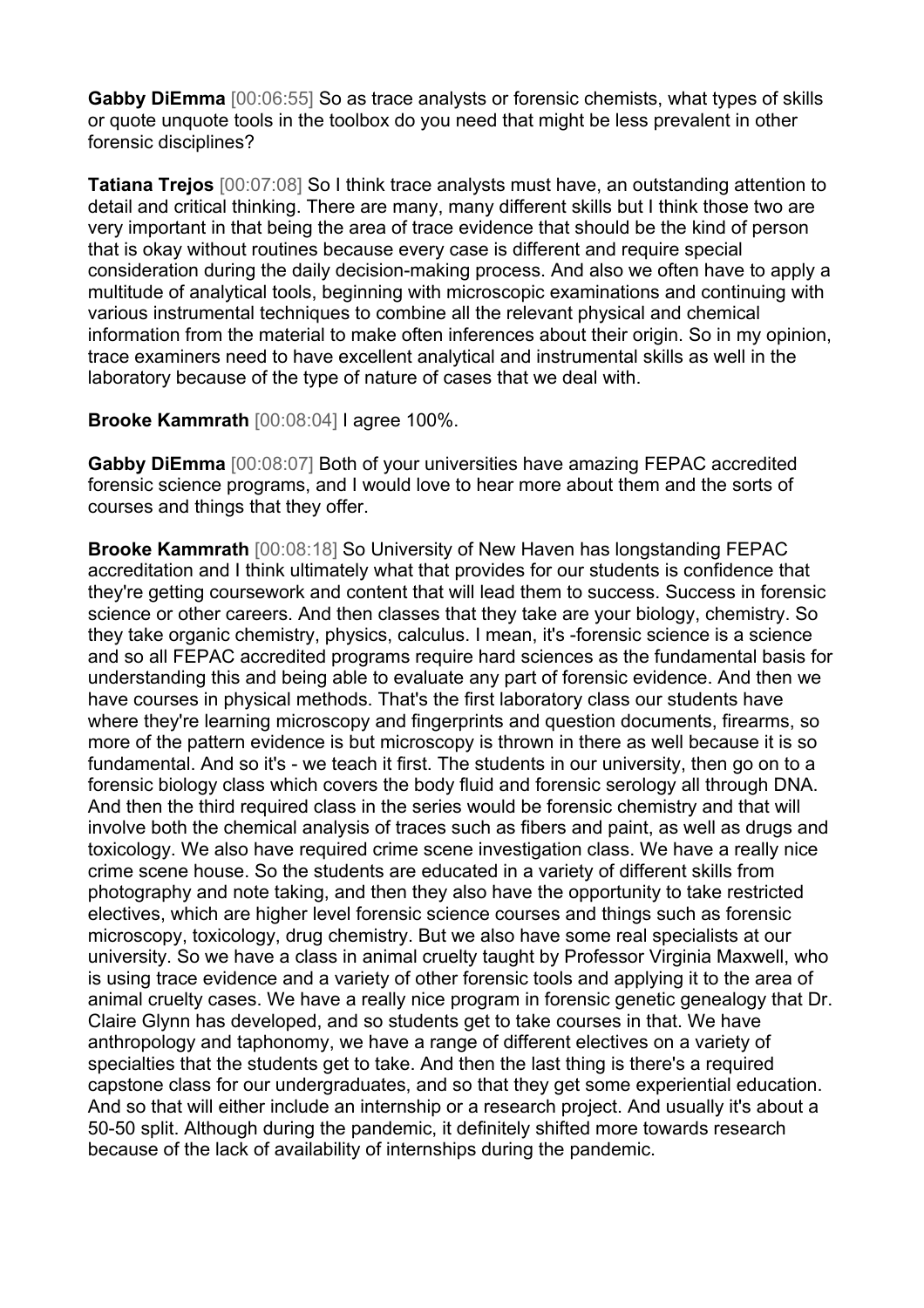**Gabby DiEmma** [00:06:55] So as trace analysts or forensic chemists, what types of skills or quote unquote tools in the toolbox do you need that might be less prevalent in other forensic disciplines?

**Tatiana Trejos** [00:07:08] So I think trace analysts must have, an outstanding attention to detail and critical thinking. There are many, many different skills but I think those two are very important in that being the area of trace evidence that should be the kind of person that is okay without routines because every case is different and require special consideration during the daily decision-making process. And also we often have to apply a multitude of analytical tools, beginning with microscopic examinations and continuing with various instrumental techniques to combine all the relevant physical and chemical information from the material to make often inferences about their origin. So in my opinion, trace examiners need to have excellent analytical and instrumental skills as well in the laboratory because of the type of nature of cases that we deal with.

**Brooke Kammrath** [00:08:04] I agree 100%.

**Gabby DiEmma** [00:08:07] Both of your universities have amazing FEPAC accredited forensic science programs, and I would love to hear more about them and the sorts of courses and things that they offer.

**Brooke Kammrath** [00:08:18] So University of New Haven has longstanding FEPAC accreditation and I think ultimately what that provides for our students is confidence that they're getting coursework and content that will lead them to success. Success in forensic science or other careers. And then classes that they take are your biology, chemistry. So they take organic chemistry, physics, calculus. I mean, it's -forensic science is a science and so all FEPAC accredited programs require hard sciences as the fundamental basis for understanding this and being able to evaluate any part of forensic evidence. And then we have courses in physical methods. That's the first laboratory class our students have where they're learning microscopy and fingerprints and question documents, firearms, so more of the pattern evidence is but microscopy is thrown in there as well because it is so fundamental. And so it's - we teach it first. The students in our university, then go on to a forensic biology class which covers the body fluid and forensic serology all through DNA. And then the third required class in the series would be forensic chemistry and that will involve both the chemical analysis of traces such as fibers and paint, as well as drugs and toxicology. We also have required crime scene investigation class. We have a really nice crime scene house. So the students are educated in a variety of different skills from photography and note taking, and then they also have the opportunity to take restricted electives, which are higher level forensic science courses and things such as forensic microscopy, toxicology, drug chemistry. But we also have some real specialists at our university. So we have a class in animal cruelty taught by Professor Virginia Maxwell, who is using trace evidence and a variety of other forensic tools and applying it to the area of animal cruelty cases. We have a really nice program in forensic genetic genealogy that Dr. Claire Glynn has developed, and so students get to take courses in that. We have anthropology and taphonomy, we have a range of different electives on a variety of specialties that the students get to take. And then the last thing is there's a required capstone class for our undergraduates, and so that they get some experiential education. And so that will either include an internship or a research project. And usually it's about a 50-50 split. Although during the pandemic, it definitely shifted more towards research because of the lack of availability of internships during the pandemic.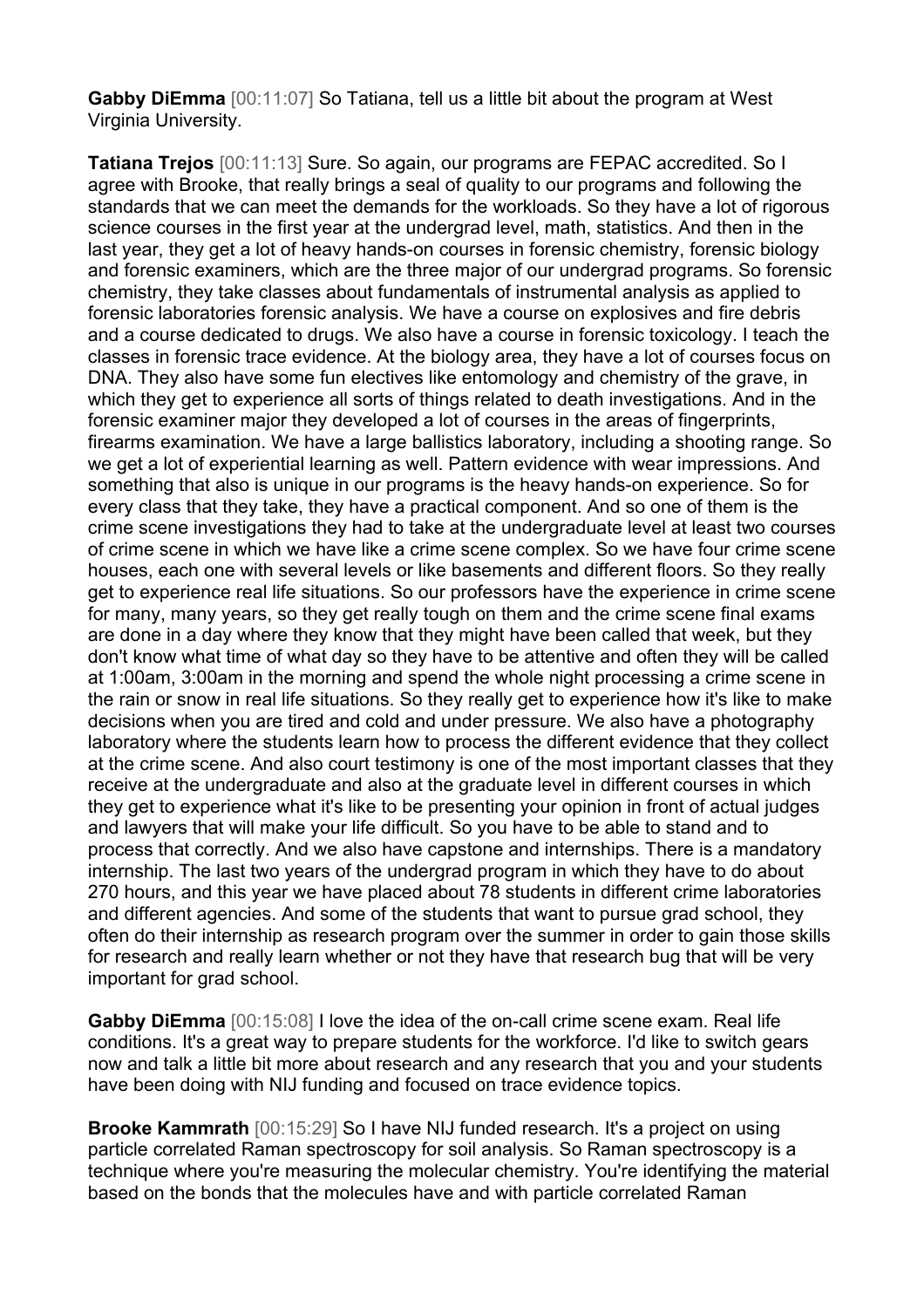**Gabby DiEmma** [00:11:07] So Tatiana, tell us a little bit about the program at West Virginia University.

**Tatiana Trejos** [00:11:13] Sure. So again, our programs are FEPAC accredited. So I agree with Brooke, that really brings a seal of quality to our programs and following the standards that we can meet the demands for the workloads. So they have a lot of rigorous science courses in the first year at the undergrad level, math, statistics. And then in the last year, they get a lot of heavy hands-on courses in forensic chemistry, forensic biology and forensic examiners, which are the three major of our undergrad programs. So forensic chemistry, they take classes about fundamentals of instrumental analysis as applied to forensic laboratories forensic analysis. We have a course on explosives and fire debris and a course dedicated to drugs. We also have a course in forensic toxicology. I teach the classes in forensic trace evidence. At the biology area, they have a lot of courses focus on DNA. They also have some fun electives like entomology and chemistry of the grave, in which they get to experience all sorts of things related to death investigations. And in the forensic examiner major they developed a lot of courses in the areas of fingerprints, firearms examination. We have a large ballistics laboratory, including a shooting range. So we get a lot of experiential learning as well. Pattern evidence with wear impressions. And something that also is unique in our programs is the heavy hands-on experience. So for every class that they take, they have a practical component. And so one of them is the crime scene investigations they had to take at the undergraduate level at least two courses of crime scene in which we have like a crime scene complex. So we have four crime scene houses, each one with several levels or like basements and different floors. So they really get to experience real life situations. So our professors have the experience in crime scene for many, many years, so they get really tough on them and the crime scene final exams are done in a day where they know that they might have been called that week, but they don't know what time of what day so they have to be attentive and often they will be called at 1:00am, 3:00am in the morning and spend the whole night processing a crime scene in the rain or snow in real life situations. So they really get to experience how it's like to make decisions when you are tired and cold and under pressure. We also have a photography laboratory where the students learn how to process the different evidence that they collect at the crime scene. And also court testimony is one of the most important classes that they receive at the undergraduate and also at the graduate level in different courses in which they get to experience what it's like to be presenting your opinion in front of actual judges and lawyers that will make your life difficult. So you have to be able to stand and to process that correctly. And we also have capstone and internships. There is a mandatory internship. The last two years of the undergrad program in which they have to do about 270 hours, and this year we have placed about 78 students in different crime laboratories and different agencies. And some of the students that want to pursue grad school, they often do their internship as research program over the summer in order to gain those skills for research and really learn whether or not they have that research bug that will be very important for grad school.

**Gabby DiEmma** [00:15:08] I love the idea of the on-call crime scene exam. Real life conditions. It's a great way to prepare students for the workforce. I'd like to switch gears now and talk a little bit more about research and any research that you and your students have been doing with NIJ funding and focused on trace evidence topics.

**Brooke Kammrath** [00:15:29] So I have NIJ funded research. It's a project on using particle correlated Raman spectroscopy for soil analysis. So Raman spectroscopy is a technique where you're measuring the molecular chemistry. You're identifying the material based on the bonds that the molecules have and with particle correlated Raman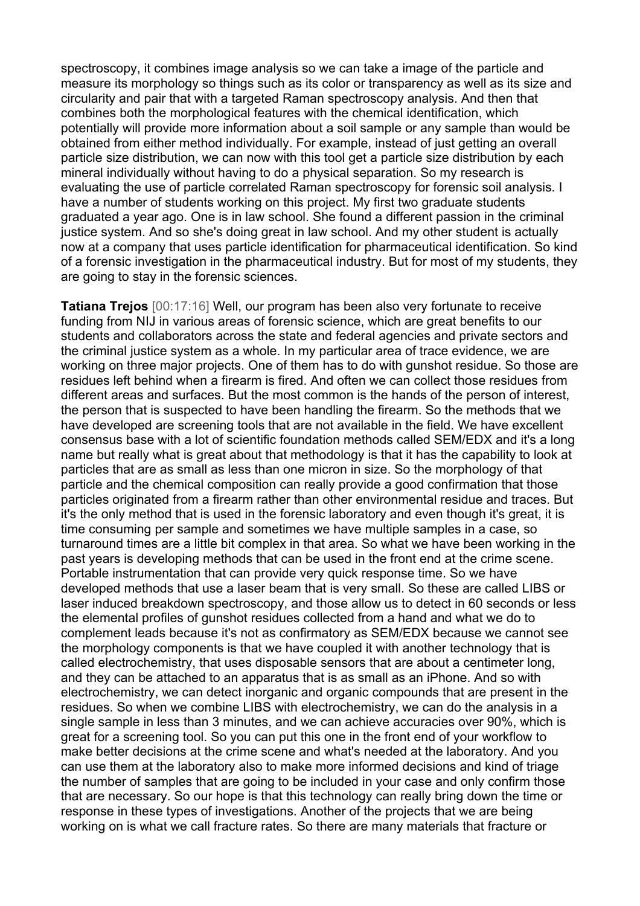spectroscopy, it combines image analysis so we can take a image of the particle and measure its morphology so things such as its color or transparency as well as its size and circularity and pair that with a targeted Raman spectroscopy analysis. And then that combines both the morphological features with the chemical identification, which potentially will provide more information about a soil sample or any sample than would be obtained from either method individually. For example, instead of just getting an overall particle size distribution, we can now with this tool get a particle size distribution by each mineral individually without having to do a physical separation. So my research is evaluating the use of particle correlated Raman spectroscopy for forensic soil analysis. I have a number of students working on this project. My first two graduate students graduated a year ago. One is in law school. She found a different passion in the criminal justice system. And so she's doing great in law school. And my other student is actually now at a company that uses particle identification for pharmaceutical identification. So kind of a forensic investigation in the pharmaceutical industry. But for most of my students, they are going to stay in the forensic sciences.

**Tatiana Trejos** [00:17:16] Well, our program has been also very fortunate to receive funding from NIJ in various areas of forensic science, which are great benefits to our students and collaborators across the state and federal agencies and private sectors and the criminal justice system as a whole. In my particular area of trace evidence, we are working on three major projects. One of them has to do with gunshot residue. So those are residues left behind when a firearm is fired. And often we can collect those residues from different areas and surfaces. But the most common is the hands of the person of interest, the person that is suspected to have been handling the firearm. So the methods that we have developed are screening tools that are not available in the field. We have excellent consensus base with a lot of scientific foundation methods called SEM/EDX and it's a long name but really what is great about that methodology is that it has the capability to look at particles that are as small as less than one micron in size. So the morphology of that particle and the chemical composition can really provide a good confirmation that those particles originated from a firearm rather than other environmental residue and traces. But it's the only method that is used in the forensic laboratory and even though it's great, it is time consuming per sample and sometimes we have multiple samples in a case, so turnaround times are a little bit complex in that area. So what we have been working in the past years is developing methods that can be used in the front end at the crime scene. Portable instrumentation that can provide very quick response time. So we have developed methods that use a laser beam that is very small. So these are called LIBS or laser induced breakdown spectroscopy, and those allow us to detect in 60 seconds or less the elemental profiles of gunshot residues collected from a hand and what we do to complement leads because it's not as confirmatory as SEM/EDX because we cannot see the morphology components is that we have coupled it with another technology that is called electrochemistry, that uses disposable sensors that are about a centimeter long, and they can be attached to an apparatus that is as small as an iPhone. And so with electrochemistry, we can detect inorganic and organic compounds that are present in the residues. So when we combine LIBS with electrochemistry, we can do the analysis in a single sample in less than 3 minutes, and we can achieve accuracies over 90%, which is great for a screening tool. So you can put this one in the front end of your workflow to make better decisions at the crime scene and what's needed at the laboratory. And you can use them at the laboratory also to make more informed decisions and kind of triage the number of samples that are going to be included in your case and only confirm those that are necessary. So our hope is that this technology can really bring down the time or response in these types of investigations. Another of the projects that we are being working on is what we call fracture rates. So there are many materials that fracture or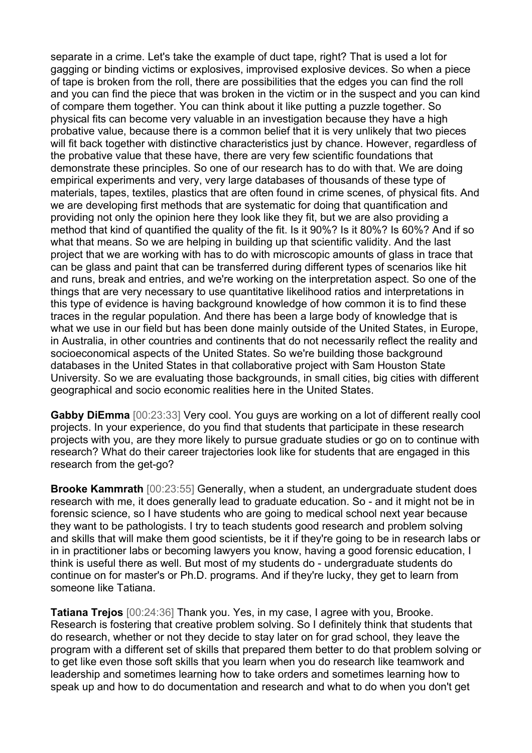separate in a crime. Let's take the example of duct tape, right? That is used a lot for gagging or binding victims or explosives, improvised explosive devices. So when a piece of tape is broken from the roll, there are possibilities that the edges you can find the roll and you can find the piece that was broken in the victim or in the suspect and you can kind of compare them together. You can think about it like putting a puzzle together. So physical fits can become very valuable in an investigation because they have a high probative value, because there is a common belief that it is very unlikely that two pieces will fit back together with distinctive characteristics just by chance. However, regardless of the probative value that these have, there are very few scientific foundations that demonstrate these principles. So one of our research has to do with that. We are doing empirical experiments and very, very large databases of thousands of these type of materials, tapes, textiles, plastics that are often found in crime scenes, of physical fits. And we are developing first methods that are systematic for doing that quantification and providing not only the opinion here they look like they fit, but we are also providing a method that kind of quantified the quality of the fit. Is it 90%? Is it 80%? Is 60%? And if so what that means. So we are helping in building up that scientific validity. And the last project that we are working with has to do with microscopic amounts of glass in trace that can be glass and paint that can be transferred during different types of scenarios like hit and runs, break and entries, and we're working on the interpretation aspect. So one of the things that are very necessary to use quantitative likelihood ratios and interpretations in this type of evidence is having background knowledge of how common it is to find these traces in the regular population. And there has been a large body of knowledge that is what we use in our field but has been done mainly outside of the United States, in Europe, in Australia, in other countries and continents that do not necessarily reflect the reality and socioeconomical aspects of the United States. So we're building those background databases in the United States in that collaborative project with Sam Houston State University. So we are evaluating those backgrounds, in small cities, big cities with different geographical and socio economic realities here in the United States.

**Gabby DiEmma** [00:23:33] Very cool. You guys are working on a lot of different really cool projects. In your experience, do you find that students that participate in these research projects with you, are they more likely to pursue graduate studies or go on to continue with research? What do their career trajectories look like for students that are engaged in this research from the get-go?

**Brooke Kammrath** [00:23:55] Generally, when a student, an undergraduate student does research with me, it does generally lead to graduate education. So - and it might not be in forensic science, so I have students who are going to medical school next year because they want to be pathologists. I try to teach students good research and problem solving and skills that will make them good scientists, be it if they're going to be in research labs or in in practitioner labs or becoming lawyers you know, having a good forensic education, I think is useful there as well. But most of my students do - undergraduate students do continue on for master's or Ph.D. programs. And if they're lucky, they get to learn from someone like Tatiana.

**Tatiana Trejos** [00:24:36] Thank you. Yes, in my case, I agree with you, Brooke. Research is fostering that creative problem solving. So I definitely think that students that do research, whether or not they decide to stay later on for grad school, they leave the program with a different set of skills that prepared them better to do that problem solving or to get like even those soft skills that you learn when you do research like teamwork and leadership and sometimes learning how to take orders and sometimes learning how to speak up and how to do documentation and research and what to do when you don't get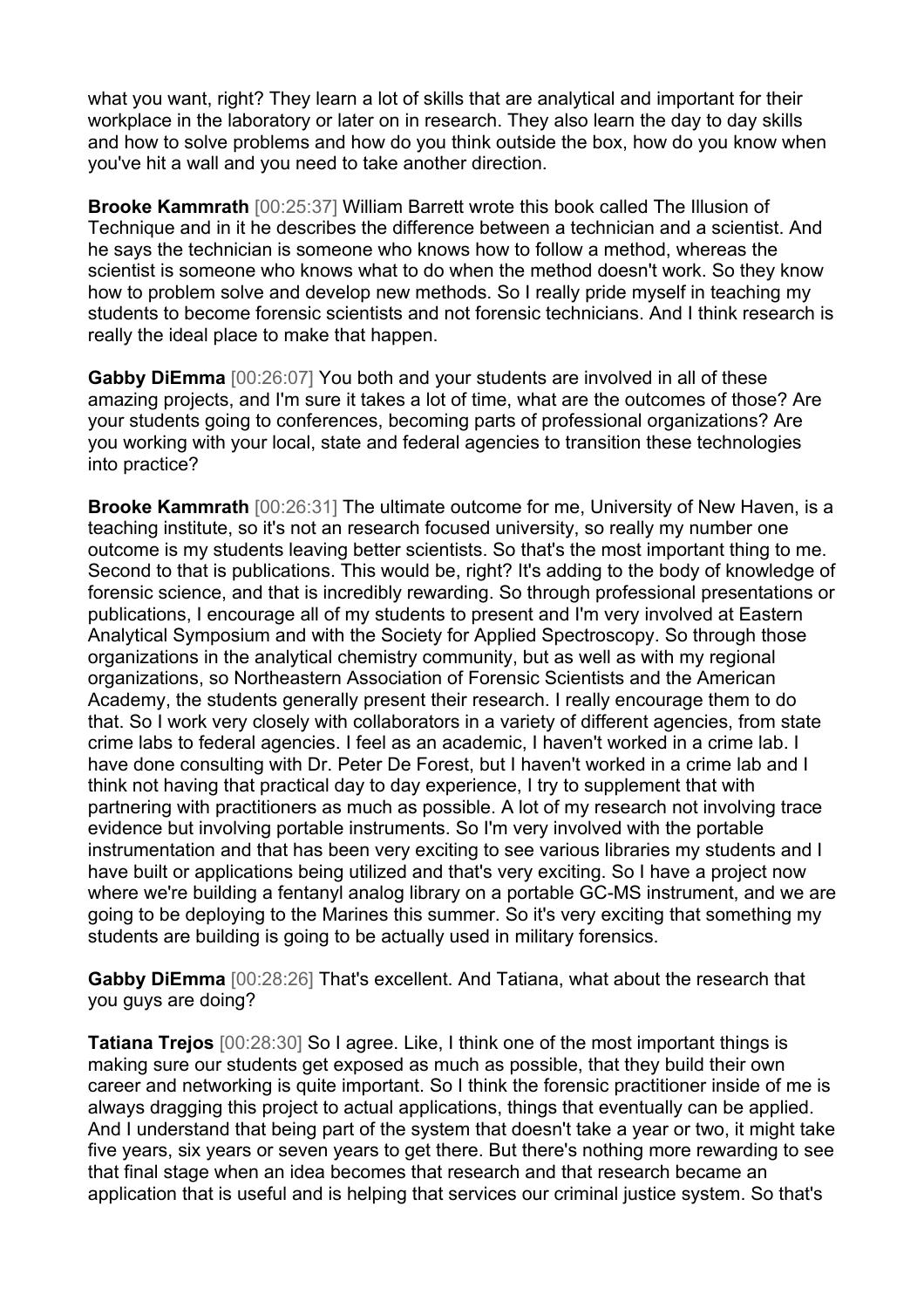what you want, right? They learn a lot of skills that are analytical and important for their workplace in the laboratory or later on in research. They also learn the day to day skills and how to solve problems and how do you think outside the box, how do you know when you've hit a wall and you need to take another direction.

**Brooke Kammrath** [00:25:37] William Barrett wrote this book called The Illusion of Technique and in it he describes the difference between a technician and a scientist. And he says the technician is someone who knows how to follow a method, whereas the scientist is someone who knows what to do when the method doesn't work. So they know how to problem solve and develop new methods. So I really pride myself in teaching my students to become forensic scientists and not forensic technicians. And I think research is really the ideal place to make that happen.

**Gabby DiEmma** [00:26:07] You both and your students are involved in all of these amazing projects, and I'm sure it takes a lot of time, what are the outcomes of those? Are your students going to conferences, becoming parts of professional organizations? Are you working with your local, state and federal agencies to transition these technologies into practice?

**Brooke Kammrath** [00:26:31] The ultimate outcome for me, University of New Haven, is a teaching institute, so it's not an research focused university, so really my number one outcome is my students leaving better scientists. So that's the most important thing to me. Second to that is publications. This would be, right? It's adding to the body of knowledge of forensic science, and that is incredibly rewarding. So through professional presentations or publications, I encourage all of my students to present and I'm very involved at Eastern Analytical Symposium and with the Society for Applied Spectroscopy. So through those organizations in the analytical chemistry community, but as well as with my regional organizations, so Northeastern Association of Forensic Scientists and the American Academy, the students generally present their research. I really encourage them to do that. So I work very closely with collaborators in a variety of different agencies, from state crime labs to federal agencies. I feel as an academic, I haven't worked in a crime lab. I have done consulting with Dr. Peter De Forest, but I haven't worked in a crime lab and I think not having that practical day to day experience, I try to supplement that with partnering with practitioners as much as possible. A lot of my research not involving trace evidence but involving portable instruments. So I'm very involved with the portable instrumentation and that has been very exciting to see various libraries my students and I have built or applications being utilized and that's very exciting. So I have a project now where we're building a fentanyl analog library on a portable GC-MS instrument, and we are going to be deploying to the Marines this summer. So it's very exciting that something my students are building is going to be actually used in military forensics.

**Gabby DiEmma** [00:28:26] That's excellent. And Tatiana, what about the research that you guys are doing?

**Tatiana Trejos** [00:28:30] So I agree. Like, I think one of the most important things is making sure our students get exposed as much as possible, that they build their own career and networking is quite important. So I think the forensic practitioner inside of me is always dragging this project to actual applications, things that eventually can be applied. And I understand that being part of the system that doesn't take a year or two, it might take five years, six years or seven years to get there. But there's nothing more rewarding to see that final stage when an idea becomes that research and that research became an application that is useful and is helping that services our criminal justice system. So that's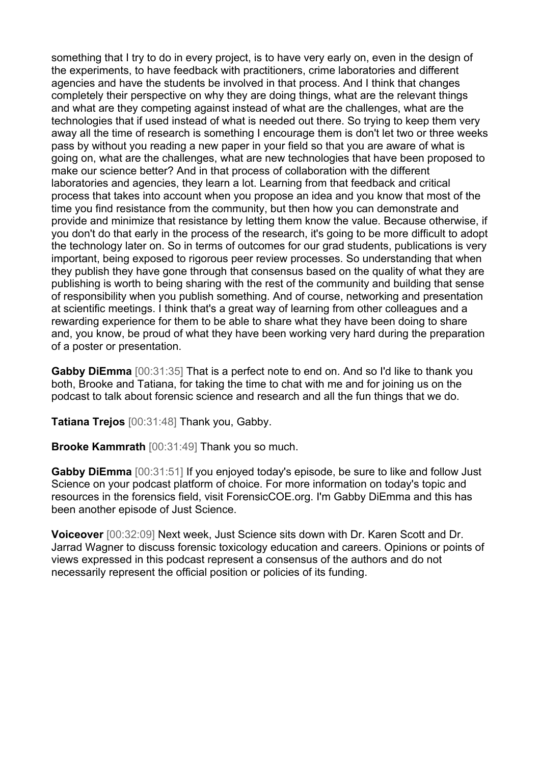something that I try to do in every project, is to have very early on, even in the design of the experiments, to have feedback with practitioners, crime laboratories and different agencies and have the students be involved in that process. And I think that changes completely their perspective on why they are doing things, what are the relevant things and what are they competing against instead of what are the challenges, what are the technologies that if used instead of what is needed out there. So trying to keep them very away all the time of research is something I encourage them is don't let two or three weeks pass by without you reading a new paper in your field so that you are aware of what is going on, what are the challenges, what are new technologies that have been proposed to make our science better? And in that process of collaboration with the different laboratories and agencies, they learn a lot. Learning from that feedback and critical process that takes into account when you propose an idea and you know that most of the time you find resistance from the community, but then how you can demonstrate and provide and minimize that resistance by letting them know the value. Because otherwise, if you don't do that early in the process of the research, it's going to be more difficult to adopt the technology later on. So in terms of outcomes for our grad students, publications is very important, being exposed to rigorous peer review processes. So understanding that when they publish they have gone through that consensus based on the quality of what they are publishing is worth to being sharing with the rest of the community and building that sense of responsibility when you publish something. And of course, networking and presentation at scientific meetings. I think that's a great way of learning from other colleagues and a rewarding experience for them to be able to share what they have been doing to share and, you know, be proud of what they have been working very hard during the preparation of a poster or presentation.

**Gabby DiEmma** [00:31:35] That is a perfect note to end on. And so I'd like to thank you both, Brooke and Tatiana, for taking the time to chat with me and for joining us on the podcast to talk about forensic science and research and all the fun things that we do.

**Tatiana Trejos** [00:31:48] Thank you, Gabby.

**Brooke Kammrath** [00:31:49] Thank you so much.

**Gabby DiEmma** [00:31:51] If you enjoyed today's episode, be sure to like and follow Just Science on your podcast platform of choice. For more information on today's topic and resources in the forensics field, visit ForensicCOE.org. I'm Gabby DiEmma and this has been another episode of Just Science.

**Voiceover** [00:32:09] Next week, Just Science sits down with Dr. Karen Scott and Dr. Jarrad Wagner to discuss forensic toxicology education and careers. Opinions or points of views expressed in this podcast represent a consensus of the authors and do not necessarily represent the official position or policies of its funding.